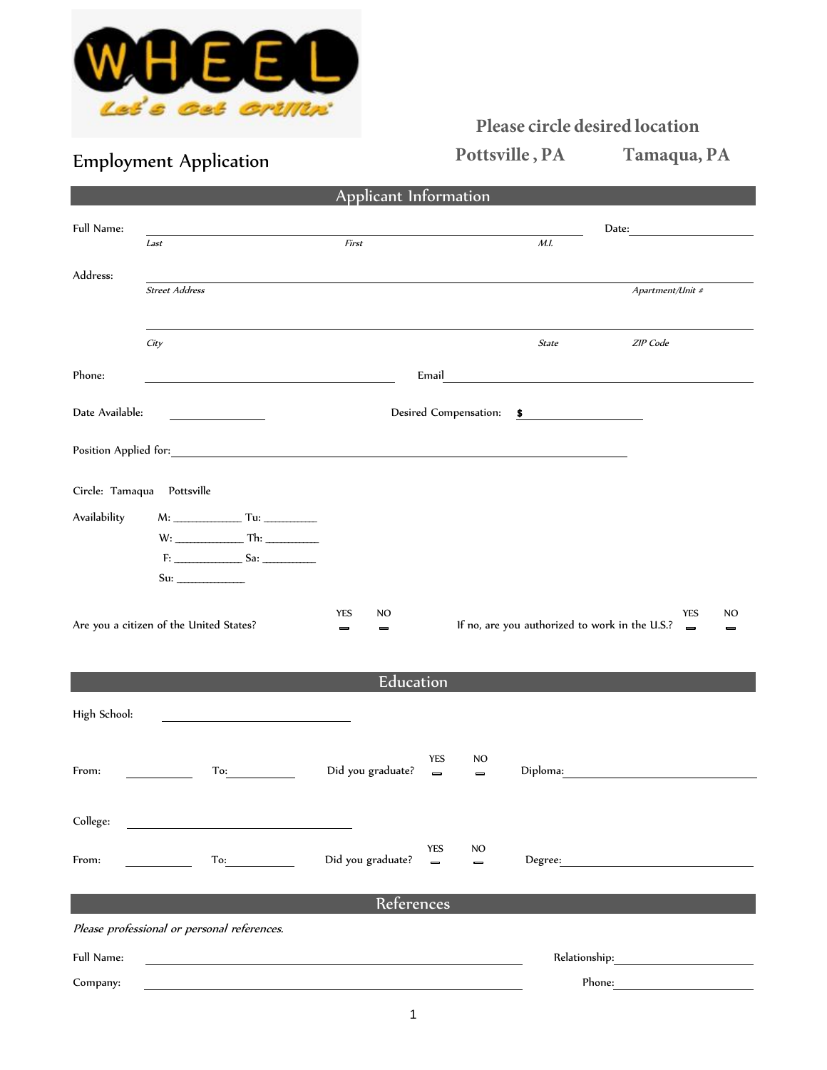WHEEL

Let's Get Grillin'

Please circle desired location

Pottsville , PA Tamaqua, PA

# Employment Application

## Applicant Information

Full Name: \_\_\_\_\_\_\_\_\_\_\_\_\_\_\_\_\_\_\_\_\_\_\_\_\_\_\_\_\_\_\_\_\_\_\_\_\_\_\_\_ Date: \_\_\_\_\_\_\_\_\_\_\_\_\_\_

*Last First M.I.*

Address: \_\_\_\_\_\_\_\_\_\_\_\_\_\_\_\_\_\_\_\_\_\_\_\_\_\_\_\_\_\_\_\_\_\_\_\_\_\_\_\_\_\_\_\_\_\_\_\_\_\_

*Street Address Apartment/Unit #*

\_\_\_\_\_\_\_\_\_\_\_\_\_\_\_\_\_\_\_\_\_\_\_\_\_\_\_\_\_\_\_\_\_\_\_\_\_\_\_\_\_\_\_\_\_\_\_\_\_\_

*City State ZIP Code*

Phone: \_\_\_\_\_\_\_\_\_\_\_\_\_\_\_\_\_\_\_\_ Email \_\_\_\_\_\_\_\_\_\_\_\_\_\_\_\_\_\_\_\_\_\_\_\_\_\_

Date Available: \_\_\_\_\_\_\_\_\_\_ Desired Compensation: $ \_\_\_\_\_\_\_\_\_\_\_\_

Position Applied for: \_\_\_\_\_\_\_\_\_\_\_\_\_\_\_\_\_\_\_\_\_\_\_\_\_\_\_\_\_\_\_\_\_\_\_\_\_\_\_\_

Circle: Tamaqua Pottsville

Availability

M: \_\_\_\_\_\_\_\_\_\_\_\_ Tu: \_\_\_\_\_\_\_\_\_\_

W: \_\_\_\_\_\_\_\_\_\_\_\_ Th: \_\_\_\_\_\_\_\_\_\_

F: \_\_\_\_\_\_\_\_\_\_\_\_ Sa: \_\_\_\_\_\_\_\_\_\_

Su: \_\_\_\_\_\_\_\_\_\_\_\_

Are you a citizen of the United States? YES ☐ NO ☐ If no, are you authorized to work in the U.S.? YES ☐ NO ☐

## Education

High School: \_\_\_\_\_\_\_\_\_\_\_\_\_\_\_\_\_\_\_\_

From: \_\_\_\_\_\_\_\_ To: \_\_\_\_\_\_\_\_ Did you graduate? YES ☐ NO ☐ Diploma: \_\_\_\_\_\_\_\_\_\_\_\_\_\_\_\_\_\_\_\_

College: \_\_\_\_\_\_\_\_\_\_\_\_\_\_\_\_\_\_\_\_

From: \_\_\_\_\_\_\_\_ To: \_\_\_\_\_\_\_\_ Did you graduate? YES ☐ NO ☐ Degree: \_\_\_\_\_\_\_\_\_\_\_\_\_\_\_\_\_\_\_\_

## References

*Please professional or personal references.*

Full Name: \_\_\_\_\_\_\_\_\_\_\_\_\_\_\_\_\_\_\_\_\_\_\_\_\_\_\_\_\_\_\_\_ Relationship: \_\_\_\_\_\_\_\_\_\_\_\_\_\_

Company: \_\_\_\_\_\_\_\_\_\_\_\_\_\_\_\_\_\_\_\_\_\_\_\_\_\_\_\_\_\_\_\_ Phone: \_\_\_\_\_\_\_\_\_\_\_\_\_\_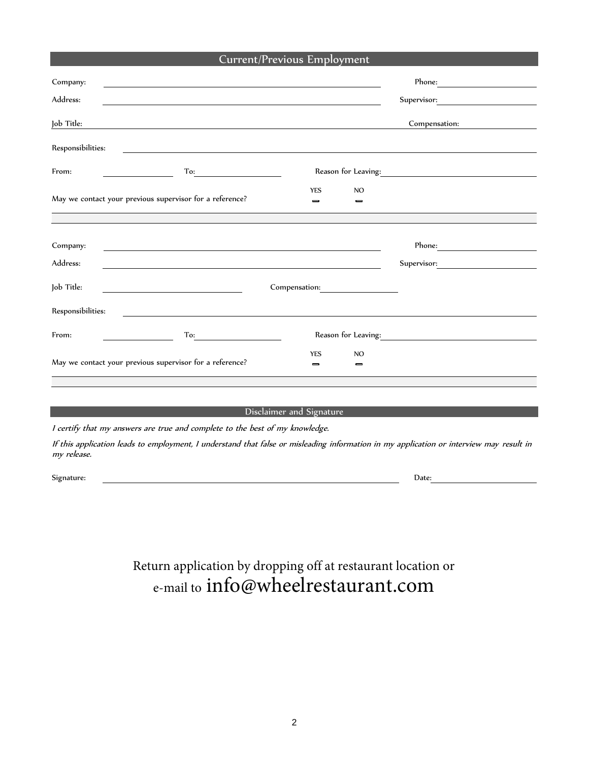## Current/Previous Employment

Company: ______________________________ Phone: ______________

Address: ______________________________ Supervisor: ______________

Job Title: ______________________________ Compensation: ______________

Responsibilities: ______________________________

From: __________ To: __________ Reason for Leaving: ______________

May we contact your previous supervisor for a reference? YES ☐ NO ☐

Company: ______________________________ Phone: ______________

Address: ______________________________ Supervisor: ______________

Job Title: ______________ Compensation: ______________

Responsibilities: ______________________________

From: __________ To: __________ Reason for Leaving: ______________

May we contact your previous supervisor for a reference? YES ☐ NO ☐

## Disclaimer and Signature

*I certify that my answers are true and complete to the best of my knowledge.*

*If this application leads to employment, I understand that false or misleading information in my application or interview may result in my release.*

Signature: ______________________________ Date: ______________

Return application by dropping off at restaurant location or e-mail to info@wheelrestaurant.com